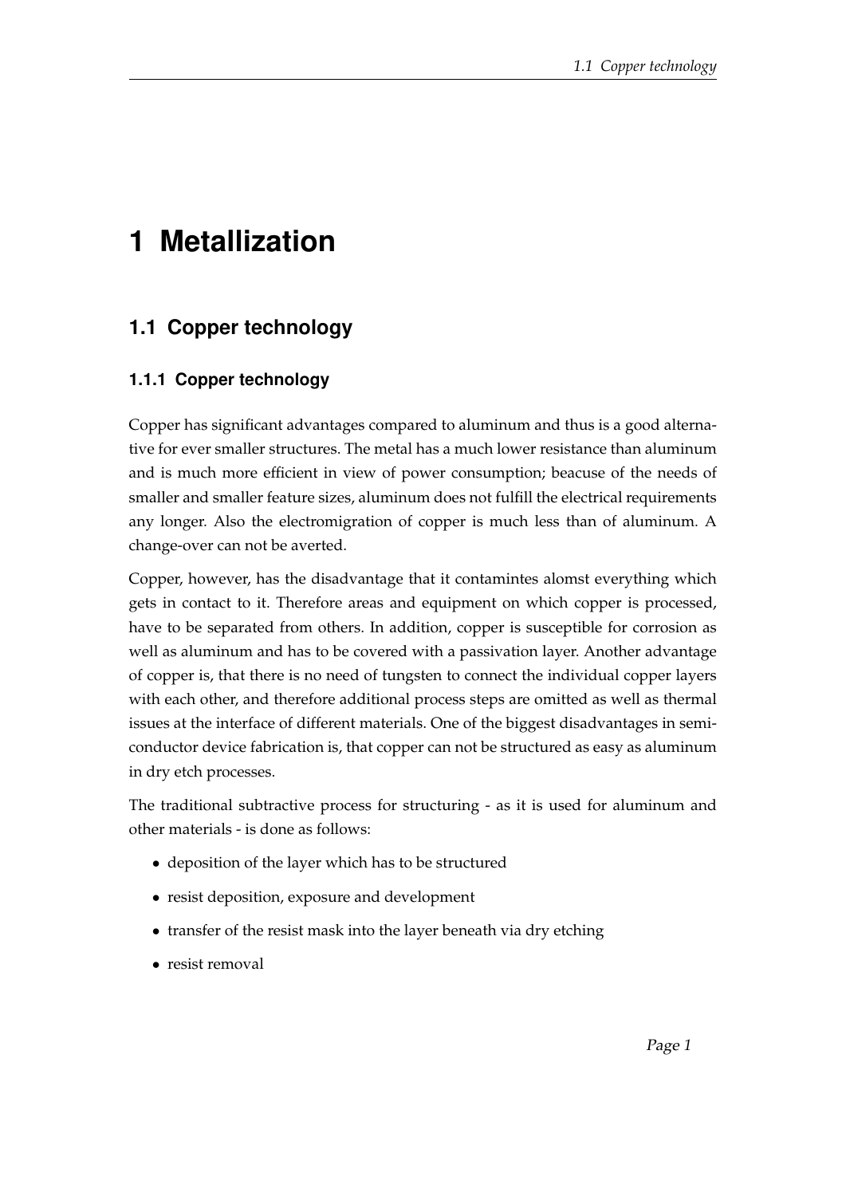# 1 Metallization

## 1.1 Copper technology

### 1.1.1 Copper technology

Copper has significant advantages compared to aluminum and thus is a good alternative for ever smaller structures. The metal has a much lower resistance than aluminum and is much more efficient in view of power consumption; beacuse of the needs of smaller and smaller feature sizes, aluminum does not fulfill the electrical requirements any longer. Also the electromigration of copper is much less than of aluminum. A change-over can not be averted.

Copper, however, has the disadvantage that it contamintes alomst everything which gets in contact to it. Therefore areas and equipment on which copper is processed, have to be separated from others. In addition, copper is susceptible for corrosion as well as aluminum and has to be covered with a passivation layer. Another advantage of copper is, that there is no need of tungsten to connect the individual copper layers with each other, and therefore additional process steps are omitted as well as thermal issues at the interface of different materials. One of the biggest disadvantages in semiconductor device fabrication is, that copper can not be structured as easy as aluminum in dry etch processes.

The traditional subtractive process for structuring - as it is used for aluminum and other materials - is done as follows:

- deposition of the layer which has to be structured
- resist deposition, exposure and development
- transfer of the resist mask into the layer beneath via dry etching
- resist removal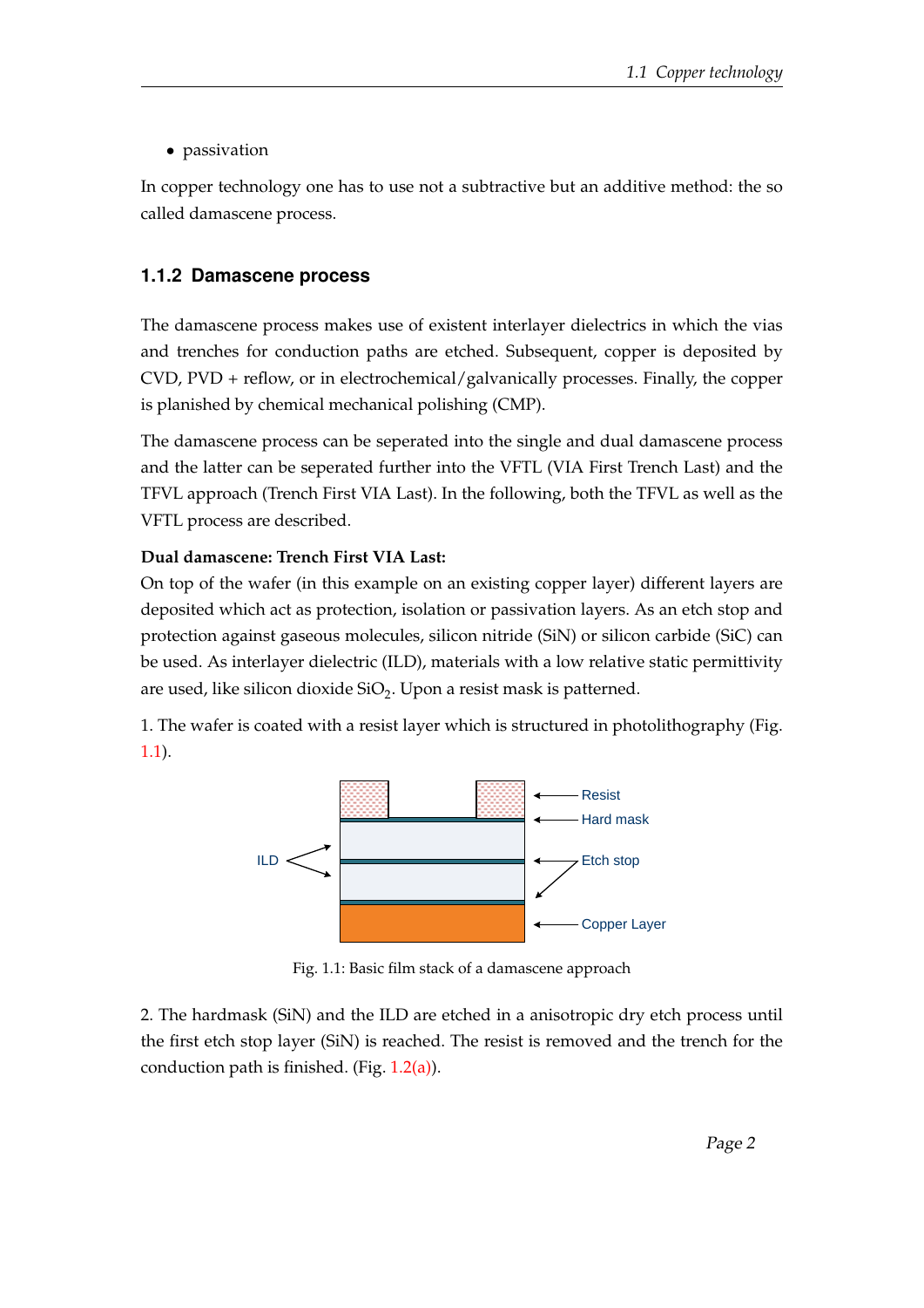- passivation

In copper technology one has to use not a subtractive but an additive method: the so called damascene process.

### 1.1.2 Damascene process

The damascene process makes use of existent interlayer dielectrics in which the vias and trenches for conduction paths are etched. Subsequent, copper is deposited by CVD, PVD + reflow, or in electrochemical/galvanically processes. Finally, the copper is planished by chemical mechanical polishing (CMP).

The damascene process can be seperated into the single and dual damascene process and the latter can be seperated further into the VFTL (VIA First Trench Last) and the TFVL approach (Trench First VIA Last). In the following, both the TFVL as well as the VFTL process are described.

**Dual damascene: Trench First VIA Last:**
On top of the wafer (in this example on an existing copper layer) different layers are deposited which act as protection, isolation or passivation layers. As an etch stop and protection against gaseous molecules, silicon nitride (SiN) or silicon carbide (SiC) can be used. As interlayer dielectric (ILD), materials with a low relative static permittivity are used, like silicon dioxide $SiO_2$. Upon a resist mask is patterned.

1. The wafer is coated with a resist layer which is structured in photolithography (Fig. 1.1).

Resist

Hard mask

ILD

Etch stop

Copper Layer

Fig. 1.1: Basic film stack of a damascene approach

2. The hardmask (SiN) and the ILD are etched in a anisotropic dry etch process until the first etch stop layer (SiN) is reached. The resist is removed and the trench for the conduction path is finished. (Fig. 1.2(a)).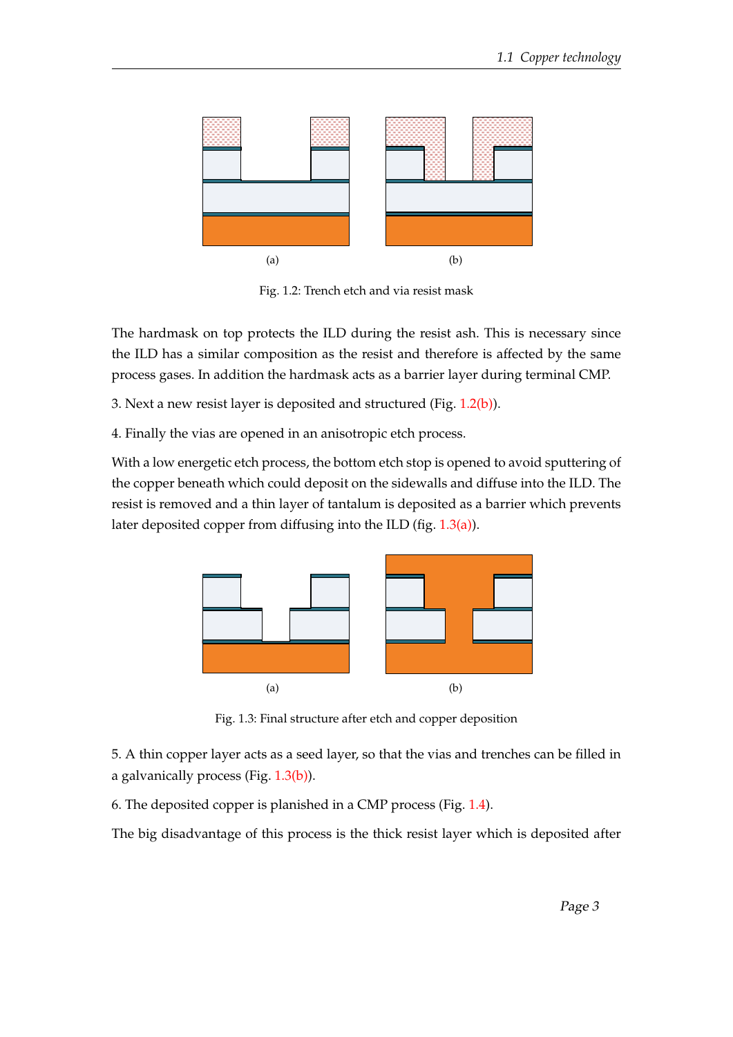(a) (b)

Fig. 1.2: Trench etch and via resist mask

The hardmask on top protects the ILD during the resist ash. This is necessary since the ILD has a similar composition as the resist and therefore is affected by the same process gases. In addition the hardmask acts as a barrier layer during terminal CMP.

3. Next a new resist layer is deposited and structured (Fig. 1.2(b)).

4. Finally the vias are opened in an anisotropic etch process.

With a low energetic etch process, the bottom etch stop is opened to avoid sputtering of the copper beneath which could deposit on the sidewalls and diffuse into the ILD. The resist is removed and a thin layer of tantalum is deposited as a barrier which prevents later deposited copper from diffusing into the ILD (fig. 1.3(a)).

(a) (b)

Fig. 1.3: Final structure after etch and copper deposition

5. A thin copper layer acts as a seed layer, so that the vias and trenches can be filled in a galvanically process (Fig. 1.3(b)).

6. The deposited copper is planished in a CMP process (Fig. 1.4).

The big disadvantage of this process is the thick resist layer which is deposited after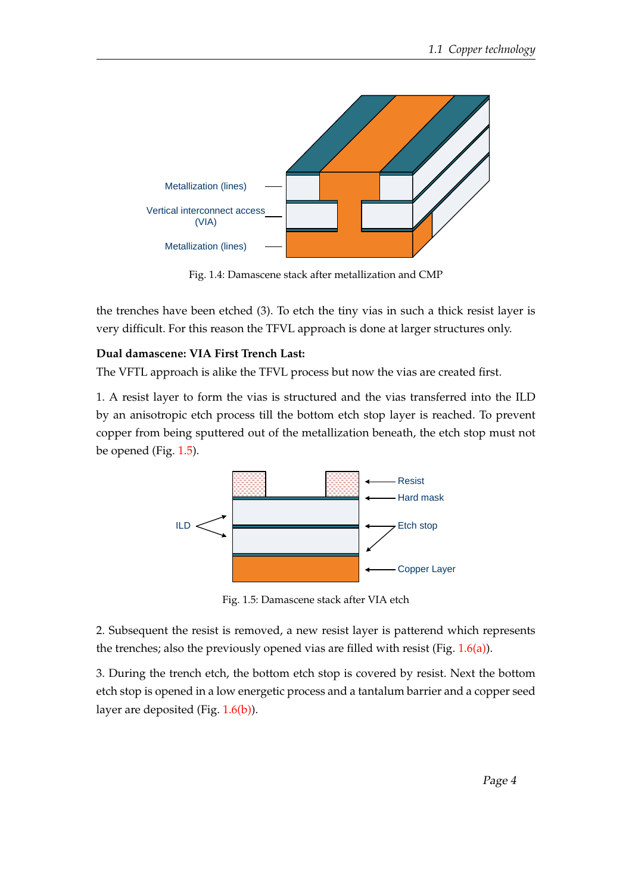Fig. 1.4: Damascene stack after metallization and CMP

the trenches have been etched (3). To etch the tiny vias in such a thick resist layer is very difficult. For this reason the TFVL approach is done at larger structures only.

**Dual damascene: VIA First Trench Last:**

The VFTL approach is alike the TFVL process but now the vias are created first.

1. A resist layer to form the vias is structured and the vias transferred into the ILD by an anisotropic etch process till the bottom etch stop layer is reached. To prevent copper from being sputtered out of the metallization beneath, the etch stop must not be opened (Fig. 1.5).

Fig. 1.5: Damascene stack after VIA etch

2. Subsequent the resist is removed, a new resist layer is patterend which represents the trenches; also the previously opened vias are filled with resist (Fig. 1.6(a)).

3. During the trench etch, the bottom etch stop is covered by resist. Next the bottom etch stop is opened in a low energetic process and a tantalum barrier and a copper seed layer are deposited (Fig. 1.6(b)).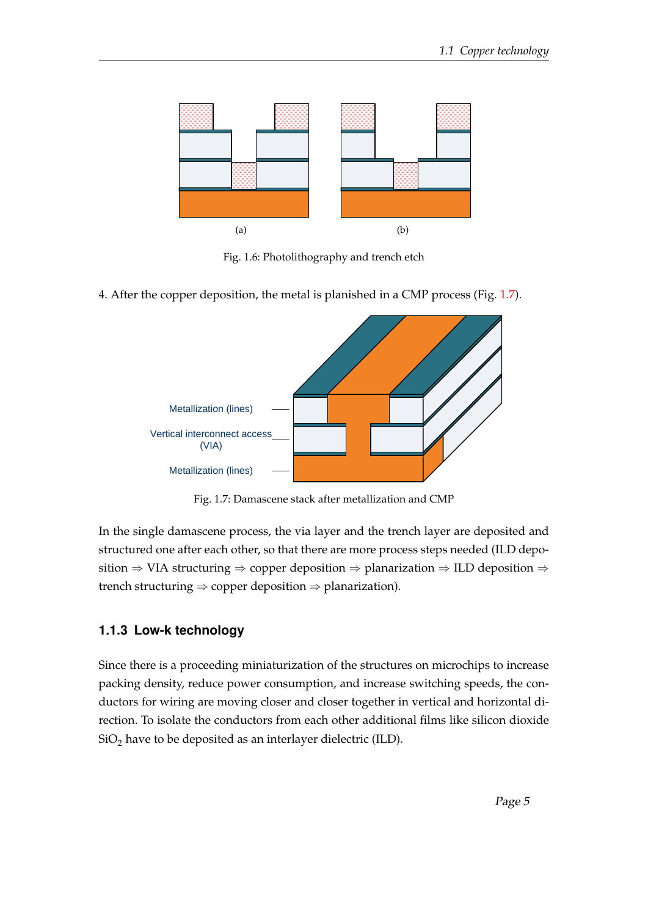(a) (b)

Fig. 1.6: Photolithography and trench etch

4. After the copper deposition, the metal is planished in a CMP process (Fig. 1.7).

Metallization (lines)

Vertical interconnect access (VIA)

Metallization (lines)

Fig. 1.7: Damascene stack after metallization and CMP

In the single damascene process, the via layer and the trench layer are deposited and structured one after each other, so that there are more process steps needed (ILD deposition ⇒ VIA structuring ⇒ copper deposition ⇒ planarization ⇒ ILD deposition ⇒ trench structuring ⇒ copper deposition ⇒ planarization).

### 1.1.3 Low-k technology

Since there is a proceeding miniaturization of the structures on microchips to increase packing density, reduce power consumption, and increase switching speeds, the conductors for wiring are moving closer and closer together in vertical and horizontal direction. To isolate the conductors from each other additional films like silicon dioxide $SiO_2$ have to be deposited as an interlayer dielectric (ILD).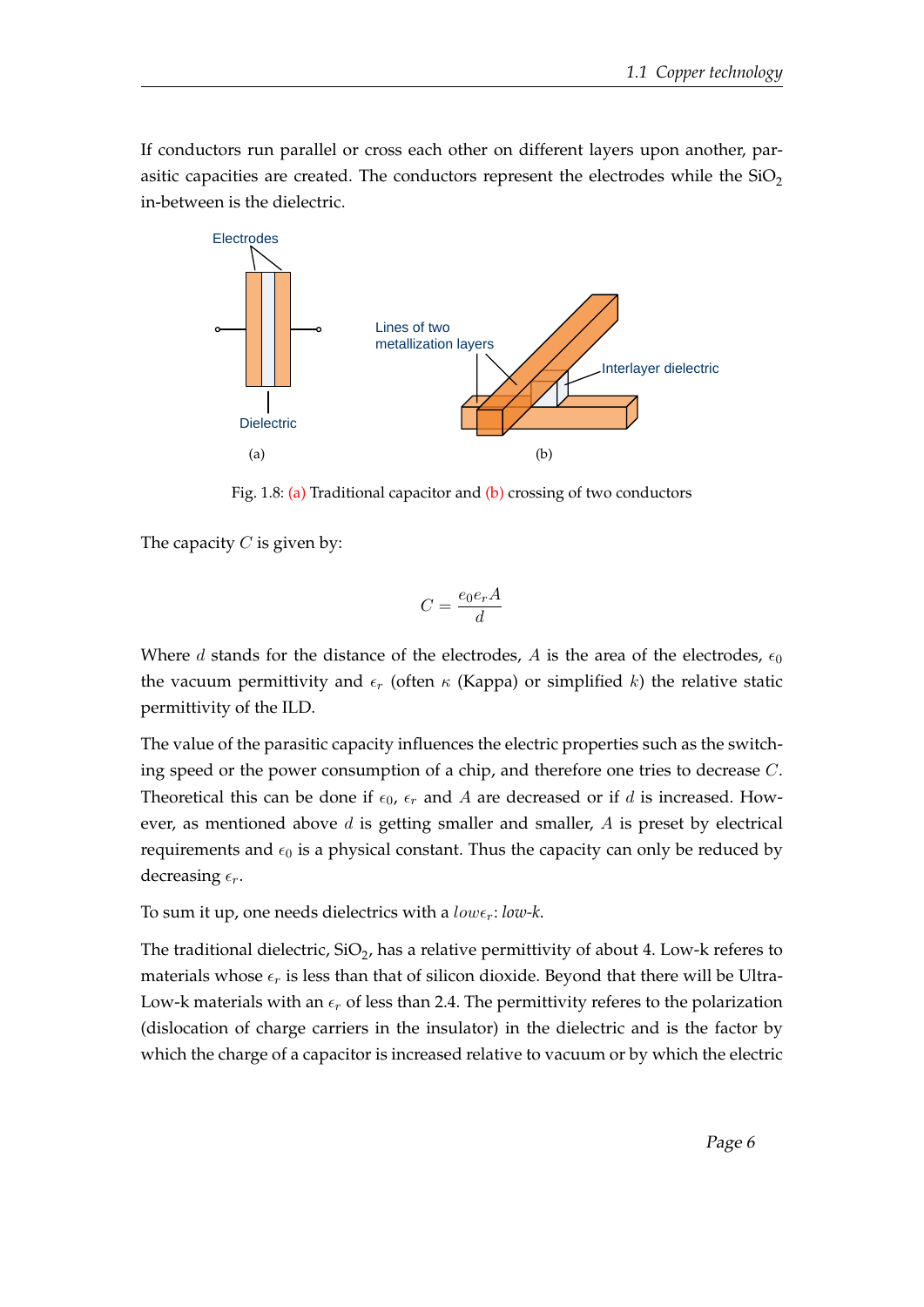If conductors run parallel or cross each other on different layers upon another, parasitic capacities are created. The conductors represent the electrodes while the $SiO_2$ in-between is the dielectric.

Fig. 1.8: (a) Traditional capacitor and (b) crossing of two conductors

The capacity $C$ is given by:

$$C = \frac{e_0 e_r A}{d}$$

Where $d$ stands for the distance of the electrodes, $A$ is the area of the electrodes, $\epsilon_0$ the vacuum permittivity and $\epsilon_r$ (often $\kappa$ (Kappa) or simplified $k$) the relative static permittivity of the ILD.

The value of the parasitic capacity influences the electric properties such as the switching speed or the power consumption of a chip, and therefore one tries to decrease $C$. Theoretical this can be done if $\epsilon_0$, $\epsilon_r$ and $A$ are decreased or if $d$ is increased. However, as mentioned above $d$ is getting smaller and smaller, $A$ is preset by electrical requirements and $\epsilon_0$ is a physical constant. Thus the capacity can only be reduced by decreasing $\epsilon_r$.

To sum it up, one needs dielectrics with a $low \epsilon_r$: *low-k*.

The traditional dielectric, $SiO_2$, has a relative permittivity of about 4. Low-k referes to materials whose $\epsilon_r$ is less than that of silicon dioxide. Beyond that there will be Ultra-Low-k materials with an $\epsilon_r$ of less than 2.4. The permittivity referes to the polarization (dislocation of charge carriers in the insulator) in the dielectric and is the factor by which the charge of a capacitor is increased relative to vacuum or by which the electric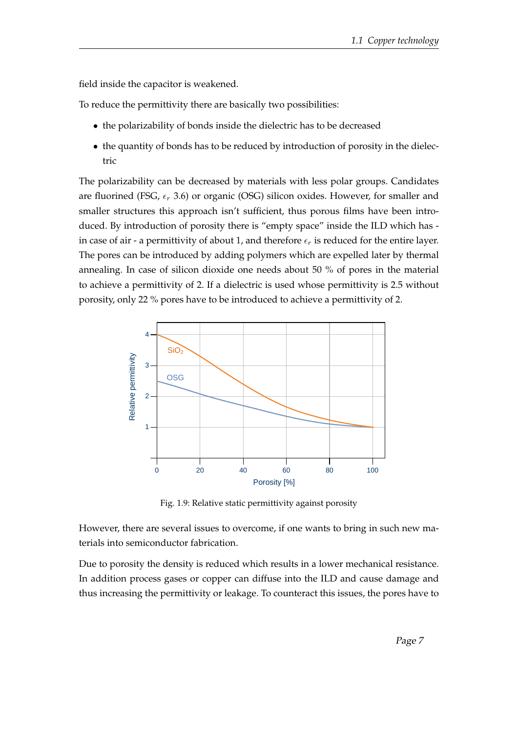field inside the capacitor is weakened.

To reduce the permittivity there are basically two possibilities:

- the polarizability of bonds inside the dielectric has to be decreased
- the quantity of bonds has to be reduced by introduction of porosity in the dielectric

The polarizability can be decreased by materials with less polar groups. Candidates are fluorined (FSG, $\epsilon_r$ 3.6) or organic (OSG) silicon oxides. However, for smaller and smaller structures this approach isn't sufficient, thus porous films have been introduced. By introduction of porosity there is "empty space" inside the ILD which has - in case of air - a permittivity of about 1, and therefore $\epsilon_r$ is reduced for the entire layer. The pores can be introduced by adding polymers which are expelled later by thermal annealing. In case of silicon dioxide one needs about 50 % of pores in the material to achieve a permittivity of 2. If a dielectric is used whose permittivity is 2.5 without porosity, only 22 % pores have to be introduced to achieve a permittivity of 2.

Fig. 1.9: Relative static permittivity against porosity

However, there are several issues to overcome, if one wants to bring in such new materials into semiconductor fabrication.

Due to porosity the density is reduced which results in a lower mechanical resistance. In addition process gases or copper can diffuse into the ILD and cause damage and thus increasing the permittivity or leakage. To counteract this issues, the pores have to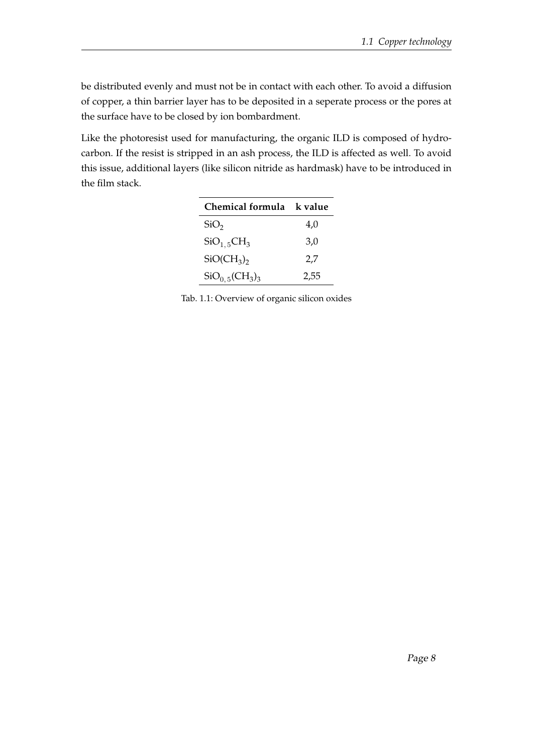be distributed evenly and must not be in contact with each other. To avoid a diffusion of copper, a thin barrier layer has to be deposited in a seperate process or the pores at the surface have to be closed by ion bombardment.

Like the photoresist used for manufacturing, the organic ILD is composed of hydrocarbon. If the resist is stripped in an ash process, the ILD is affected as well. To avoid this issue, additional layers (like silicon nitride as hardmask) have to be introduced in the film stack.

| **Chemical formula** | **k value** |
|---|---|
| $SiO_2$ | 4,0 |
| $SiO_{1,5}CH_3$ | 3,0 |
| $SiO(CH_3)_2$ | 2,7 |
| $SiO_{0,5}(CH_3)_3$ | 2,55 |

Tab. 1.1: Overview of organic silicon oxides